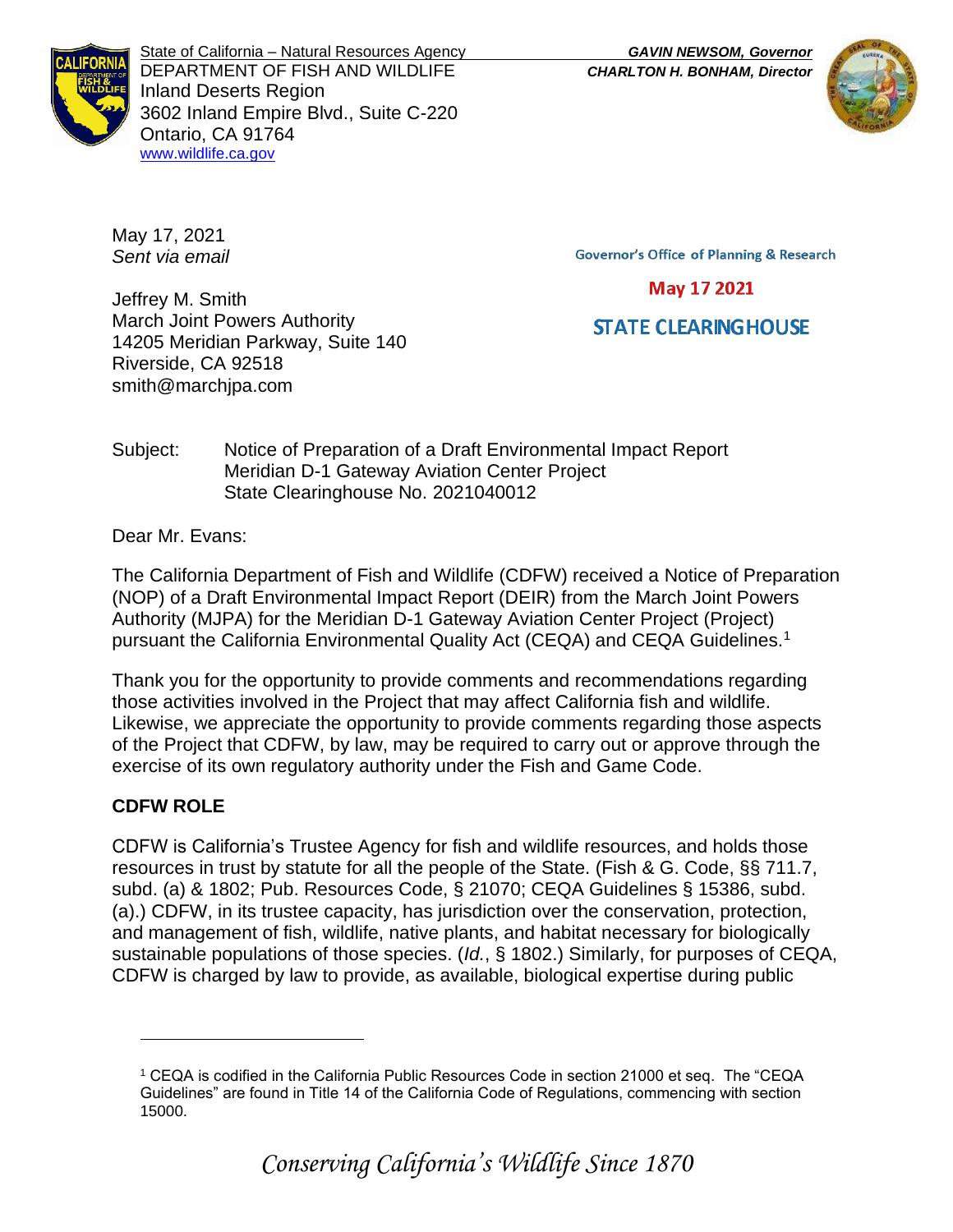State of California – Natural Resources Agency
DEPARTMENT OF FISH AND WILDLIFE
Inland Deserts Region
3602 Inland Empire Blvd., Suite C-220
Ontario, CA 91764
www.wildlife.ca.gov

***GAVIN NEWSOM, Governor***
***CHARLTON H. BONHAM, Director***

May 17, 2021
*Sent via email*

Governor's Office of Planning & Research

May 17 2021

STATE CLEARINGHOUSE

Jeffrey M. Smith
March Joint Powers Authority
14205 Meridian Parkway, Suite 140
Riverside, CA 92518
smith@marchjpa.com

Subject: Notice of Preparation of a Draft Environmental Impact Report
Meridian D-1 Gateway Aviation Center Project
State Clearinghouse No. 2021040012

Dear Mr. Evans:

The California Department of Fish and Wildlife (CDFW) received a Notice of Preparation (NOP) of a Draft Environmental Impact Report (DEIR) from the March Joint Powers Authority (MJPA) for the Meridian D-1 Gateway Aviation Center Project (Project) pursuant the California Environmental Quality Act (CEQA) and CEQA Guidelines.[1]

Thank you for the opportunity to provide comments and recommendations regarding those activities involved in the Project that may affect California fish and wildlife. Likewise, we appreciate the opportunity to provide comments regarding those aspects of the Project that CDFW, by law, may be required to carry out or approve through the exercise of its own regulatory authority under the Fish and Game Code.

**CDFW ROLE**

CDFW is California's Trustee Agency for fish and wildlife resources, and holds those resources in trust by statute for all the people of the State. (Fish & G. Code, §§ 711.7, subd. (a) & 1802; Pub. Resources Code, § 21070; CEQA Guidelines § 15386, subd. (a).) CDFW, in its trustee capacity, has jurisdiction over the conservation, protection, and management of fish, wildlife, native plants, and habitat necessary for biologically sustainable populations of those species. (*Id.*, § 1802.) Similarly, for purposes of CEQA, CDFW is charged by law to provide, as available, biological expertise during public

[1] CEQA is codified in the California Public Resources Code in section 21000 et seq. The "CEQA Guidelines" are found in Title 14 of the California Code of Regulations, commencing with section 15000.

*Conserving California's Wildlife Since 1870*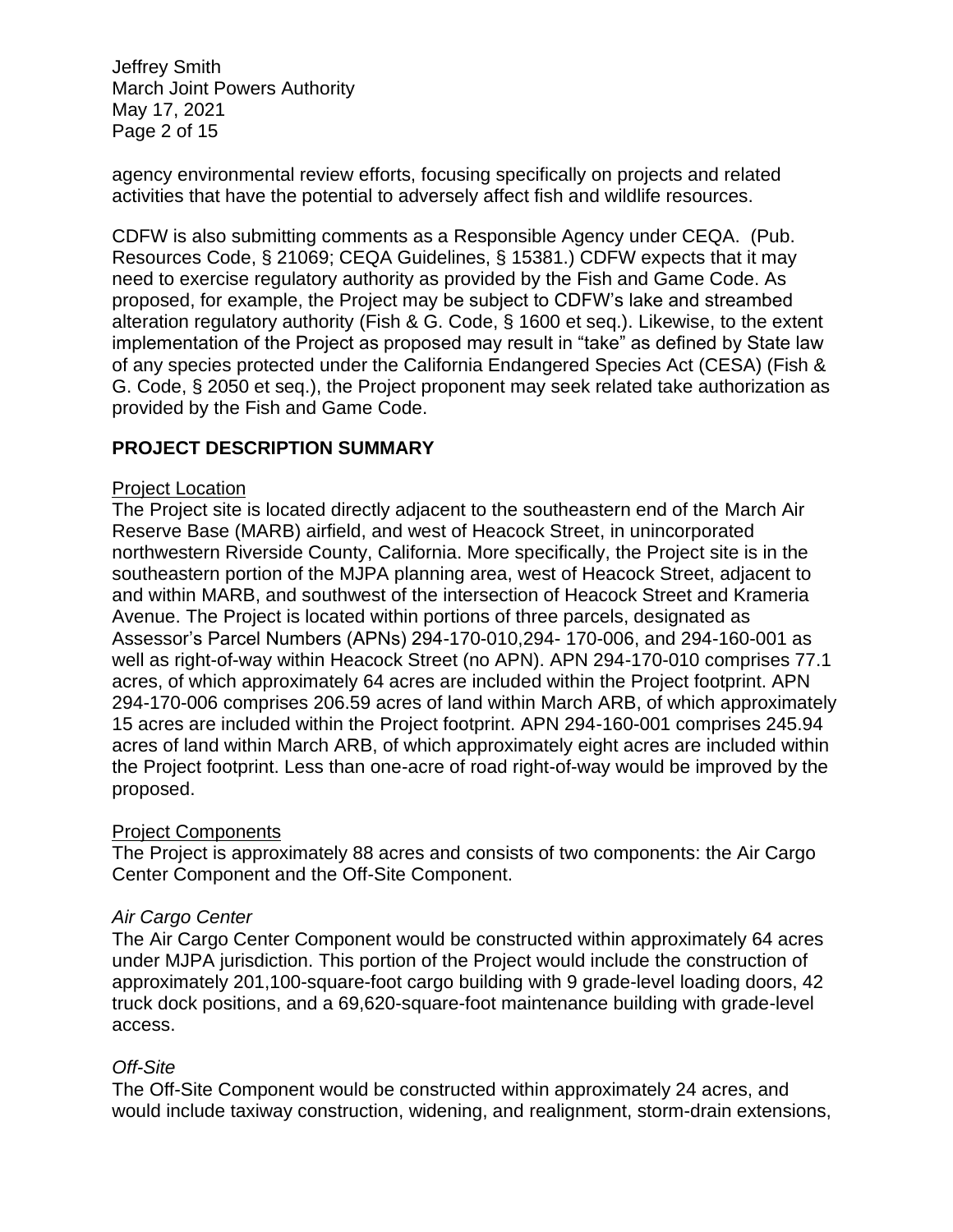agency environmental review efforts, focusing specifically on projects and related activities that have the potential to adversely affect fish and wildlife resources.

CDFW is also submitting comments as a Responsible Agency under CEQA. (Pub. Resources Code, § 21069; CEQA Guidelines, § 15381.) CDFW expects that it may need to exercise regulatory authority as provided by the Fish and Game Code. As proposed, for example, the Project may be subject to CDFW's lake and streambed alteration regulatory authority (Fish & G. Code, § 1600 et seq.). Likewise, to the extent implementation of the Project as proposed may result in "take" as defined by State law of any species protected under the California Endangered Species Act (CESA) (Fish & G. Code, § 2050 et seq.), the Project proponent may seek related take authorization as provided by the Fish and Game Code.

## PROJECT DESCRIPTION SUMMARY

Project Location

The Project site is located directly adjacent to the southeastern end of the March Air Reserve Base (MARB) airfield, and west of Heacock Street, in unincorporated northwestern Riverside County, California. More specifically, the Project site is in the southeastern portion of the MJPA planning area, west of Heacock Street, adjacent to and within MARB, and southwest of the intersection of Heacock Street and Krameria Avenue. The Project is located within portions of three parcels, designated as Assessor's Parcel Numbers (APNs) 294-170-010,294- 170-006, and 294-160-001 as well as right-of-way within Heacock Street (no APN). APN 294-170-010 comprises 77.1 acres, of which approximately 64 acres are included within the Project footprint. APN 294-170-006 comprises 206.59 acres of land within March ARB, of which approximately 15 acres are included within the Project footprint. APN 294-160-001 comprises 245.94 acres of land within March ARB, of which approximately eight acres are included within the Project footprint. Less than one-acre of road right-of-way would be improved by the proposed.

Project Components

The Project is approximately 88 acres and consists of two components: the Air Cargo Center Component and the Off-Site Component.

*Air Cargo Center*

The Air Cargo Center Component would be constructed within approximately 64 acres under MJPA jurisdiction. This portion of the Project would include the construction of approximately 201,100-square-foot cargo building with 9 grade-level loading doors, 42 truck dock positions, and a 69,620-square-foot maintenance building with grade-level access.

*Off-Site*

The Off-Site Component would be constructed within approximately 24 acres, and would include taxiway construction, widening, and realignment, storm-drain extensions,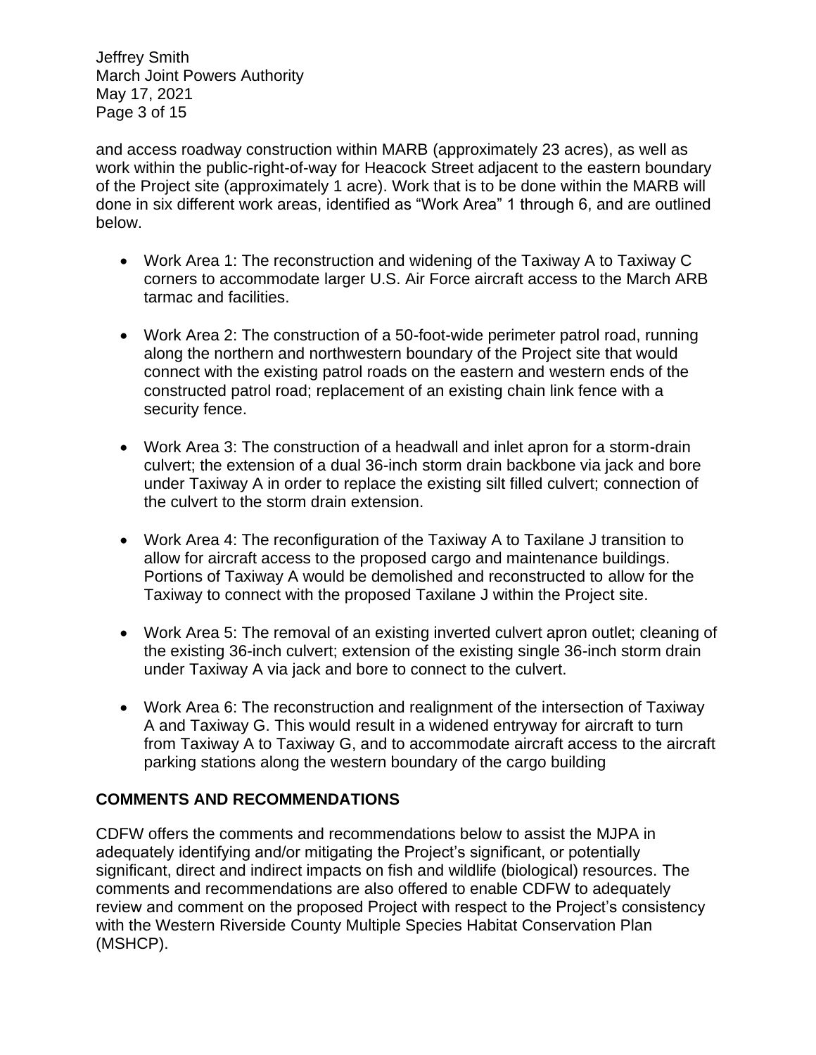and access roadway construction within MARB (approximately 23 acres), as well as work within the public-right-of-way for Heacock Street adjacent to the eastern boundary of the Project site (approximately 1 acre). Work that is to be done within the MARB will done in six different work areas, identified as "Work Area" 1 through 6, and are outlined below.

- Work Area 1: The reconstruction and widening of the Taxiway A to Taxiway C corners to accommodate larger U.S. Air Force aircraft access to the March ARB tarmac and facilities.

- Work Area 2: The construction of a 50-foot-wide perimeter patrol road, running along the northern and northwestern boundary of the Project site that would connect with the existing patrol roads on the eastern and western ends of the constructed patrol road; replacement of an existing chain link fence with a security fence.

- Work Area 3: The construction of a headwall and inlet apron for a storm-drain culvert; the extension of a dual 36-inch storm drain backbone via jack and bore under Taxiway A in order to replace the existing silt filled culvert; connection of the culvert to the storm drain extension.

- Work Area 4: The reconfiguration of the Taxiway A to Taxilane J transition to allow for aircraft access to the proposed cargo and maintenance buildings. Portions of Taxiway A would be demolished and reconstructed to allow for the Taxiway to connect with the proposed Taxilane J within the Project site.

- Work Area 5: The removal of an existing inverted culvert apron outlet; cleaning of the existing 36-inch culvert; extension of the existing single 36-inch storm drain under Taxiway A via jack and bore to connect to the culvert.

- Work Area 6: The reconstruction and realignment of the intersection of Taxiway A and Taxiway G. This would result in a widened entryway for aircraft to turn from Taxiway A to Taxiway G, and to accommodate aircraft access to the aircraft parking stations along the western boundary of the cargo building

## COMMENTS AND RECOMMENDATIONS

CDFW offers the comments and recommendations below to assist the MJPA in adequately identifying and/or mitigating the Project's significant, or potentially significant, direct and indirect impacts on fish and wildlife (biological) resources. The comments and recommendations are also offered to enable CDFW to adequately review and comment on the proposed Project with respect to the Project's consistency with the Western Riverside County Multiple Species Habitat Conservation Plan (MSHCP).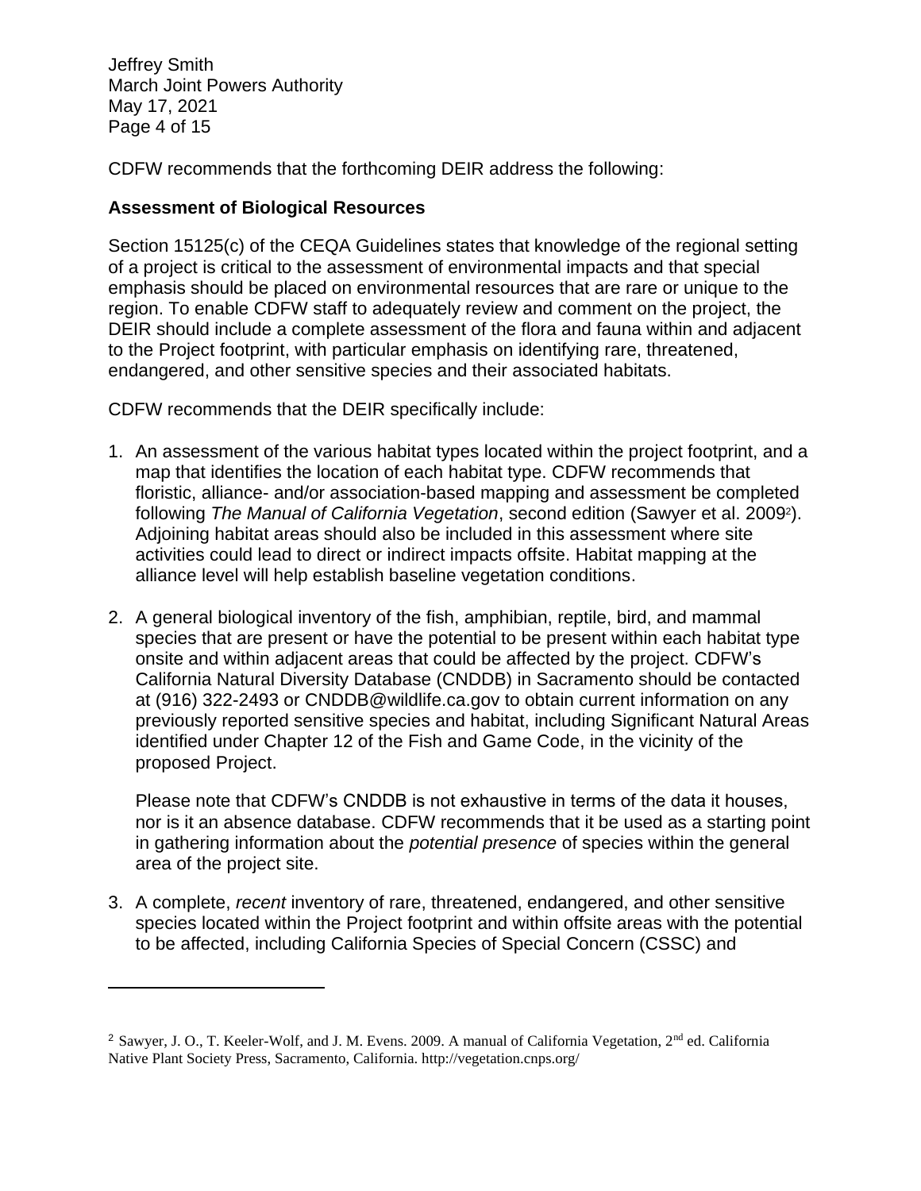CDFW recommends that the forthcoming DEIR address the following:

**Assessment of Biological Resources**

Section 15125(c) of the CEQA Guidelines states that knowledge of the regional setting of a project is critical to the assessment of environmental impacts and that special emphasis should be placed on environmental resources that are rare or unique to the region. To enable CDFW staff to adequately review and comment on the project, the DEIR should include a complete assessment of the flora and fauna within and adjacent to the Project footprint, with particular emphasis on identifying rare, threatened, endangered, and other sensitive species and their associated habitats.

CDFW recommends that the DEIR specifically include:

1. An assessment of the various habitat types located within the project footprint, and a map that identifies the location of each habitat type. CDFW recommends that floristic, alliance- and/or association-based mapping and assessment be completed following *The Manual of California Vegetation*, second edition (Sawyer et al. 2009[2]). Adjoining habitat areas should also be included in this assessment where site activities could lead to direct or indirect impacts offsite. Habitat mapping at the alliance level will help establish baseline vegetation conditions.

2. A general biological inventory of the fish, amphibian, reptile, bird, and mammal species that are present or have the potential to be present within each habitat type onsite and within adjacent areas that could be affected by the project. CDFW's California Natural Diversity Database (CNDDB) in Sacramento should be contacted at (916) 322-2493 or CNDDB@wildlife.ca.gov to obtain current information on any previously reported sensitive species and habitat, including Significant Natural Areas identified under Chapter 12 of the Fish and Game Code, in the vicinity of the proposed Project.

   Please note that CDFW's CNDDB is not exhaustive in terms of the data it houses, nor is it an absence database. CDFW recommends that it be used as a starting point in gathering information about the *potential presence* of species within the general area of the project site.

3. A complete, *recent* inventory of rare, threatened, endangered, and other sensitive species located within the Project footprint and within offsite areas with the potential to be affected, including California Species of Special Concern (CSSC) and

---

[2] Sawyer, J. O., T. Keeler-Wolf, and J. M. Evens. 2009. A manual of California Vegetation, 2nd ed. California Native Plant Society Press, Sacramento, California. http://vegetation.cnps.org/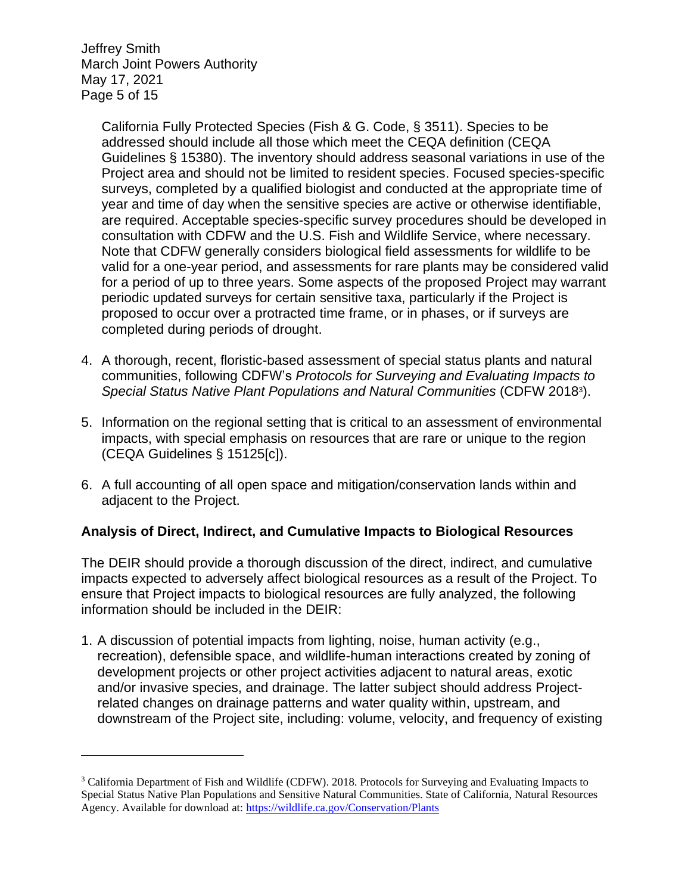California Fully Protected Species (Fish & G. Code, § 3511). Species to be addressed should include all those which meet the CEQA definition (CEQA Guidelines § 15380). The inventory should address seasonal variations in use of the Project area and should not be limited to resident species. Focused species-specific surveys, completed by a qualified biologist and conducted at the appropriate time of year and time of day when the sensitive species are active or otherwise identifiable, are required. Acceptable species-specific survey procedures should be developed in consultation with CDFW and the U.S. Fish and Wildlife Service, where necessary. Note that CDFW generally considers biological field assessments for wildlife to be valid for a one-year period, and assessments for rare plants may be considered valid for a period of up to three years. Some aspects of the proposed Project may warrant periodic updated surveys for certain sensitive taxa, particularly if the Project is proposed to occur over a protracted time frame, or in phases, or if surveys are completed during periods of drought.

4. A thorough, recent, floristic-based assessment of special status plants and natural communities, following CDFW's *Protocols for Surveying and Evaluating Impacts to Special Status Native Plant Populations and Natural Communities* (CDFW 2018[3]).

5. Information on the regional setting that is critical to an assessment of environmental impacts, with special emphasis on resources that are rare or unique to the region (CEQA Guidelines § 15125[c]).

6. A full accounting of all open space and mitigation/conservation lands within and adjacent to the Project.

**Analysis of Direct, Indirect, and Cumulative Impacts to Biological Resources**

The DEIR should provide a thorough discussion of the direct, indirect, and cumulative impacts expected to adversely affect biological resources as a result of the Project. To ensure that Project impacts to biological resources are fully analyzed, the following information should be included in the DEIR:

1. A discussion of potential impacts from lighting, noise, human activity (e.g., recreation), defensible space, and wildlife-human interactions created by zoning of development projects or other project activities adjacent to natural areas, exotic and/or invasive species, and drainage. The latter subject should address Project-related changes on drainage patterns and water quality within, upstream, and downstream of the Project site, including: volume, velocity, and frequency of existing

---

[3] California Department of Fish and Wildlife (CDFW). 2018. Protocols for Surveying and Evaluating Impacts to Special Status Native Plan Populations and Sensitive Natural Communities. State of California, Natural Resources Agency. Available for download at: https://wildlife.ca.gov/Conservation/Plants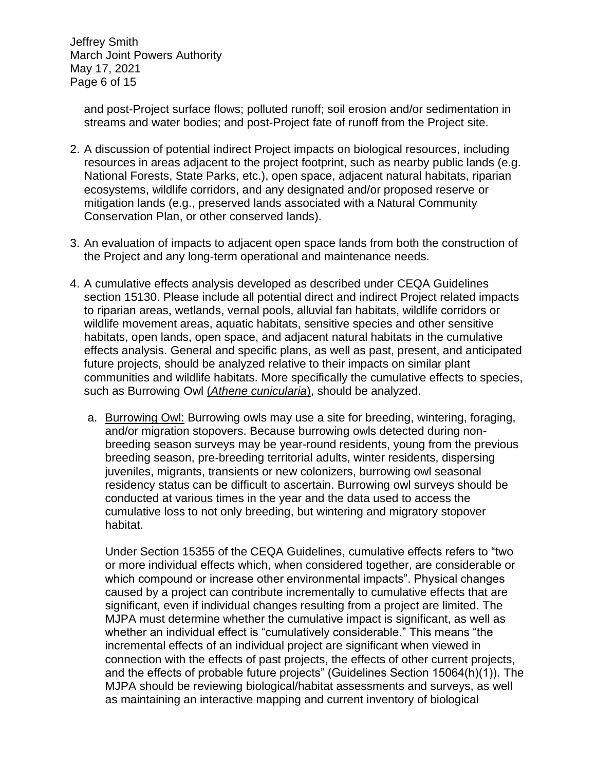and post-Project surface flows; polluted runoff; soil erosion and/or sedimentation in streams and water bodies; and post-Project fate of runoff from the Project site.

2. A discussion of potential indirect Project impacts on biological resources, including resources in areas adjacent to the project footprint, such as nearby public lands (e.g. National Forests, State Parks, etc.), open space, adjacent natural habitats, riparian ecosystems, wildlife corridors, and any designated and/or proposed reserve or mitigation lands (e.g., preserved lands associated with a Natural Community Conservation Plan, or other conserved lands).

3. An evaluation of impacts to adjacent open space lands from both the construction of the Project and any long-term operational and maintenance needs.

4. A cumulative effects analysis developed as described under CEQA Guidelines section 15130. Please include all potential direct and indirect Project related impacts to riparian areas, wetlands, vernal pools, alluvial fan habitats, wildlife corridors or wildlife movement areas, aquatic habitats, sensitive species and other sensitive habitats, open lands, open space, and adjacent natural habitats in the cumulative effects analysis. General and specific plans, as well as past, present, and anticipated future projects, should be analyzed relative to their impacts on similar plant communities and wildlife habitats. More specifically the cumulative effects to species, such as Burrowing Owl (*Athene cunicularia*), should be analyzed.

   a. Burrowing Owl: Burrowing owls may use a site for breeding, wintering, foraging, and/or migration stopovers. Because burrowing owls detected during non-breeding season surveys may be year-round residents, young from the previous breeding season, pre-breeding territorial adults, winter residents, dispersing juveniles, migrants, transients or new colonizers, burrowing owl seasonal residency status can be difficult to ascertain. Burrowing owl surveys should be conducted at various times in the year and the data used to access the cumulative loss to not only breeding, but wintering and migratory stopover habitat.

      Under Section 15355 of the CEQA Guidelines, cumulative effects refers to "two or more individual effects which, when considered together, are considerable or which compound or increase other environmental impacts". Physical changes caused by a project can contribute incrementally to cumulative effects that are significant, even if individual changes resulting from a project are limited. The MJPA must determine whether the cumulative impact is significant, as well as whether an individual effect is "cumulatively considerable." This means "the incremental effects of an individual project are significant when viewed in connection with the effects of past projects, the effects of other current projects, and the effects of probable future projects" (Guidelines Section 15064(h)(1)). The MJPA should be reviewing biological/habitat assessments and surveys, as well as maintaining an interactive mapping and current inventory of biological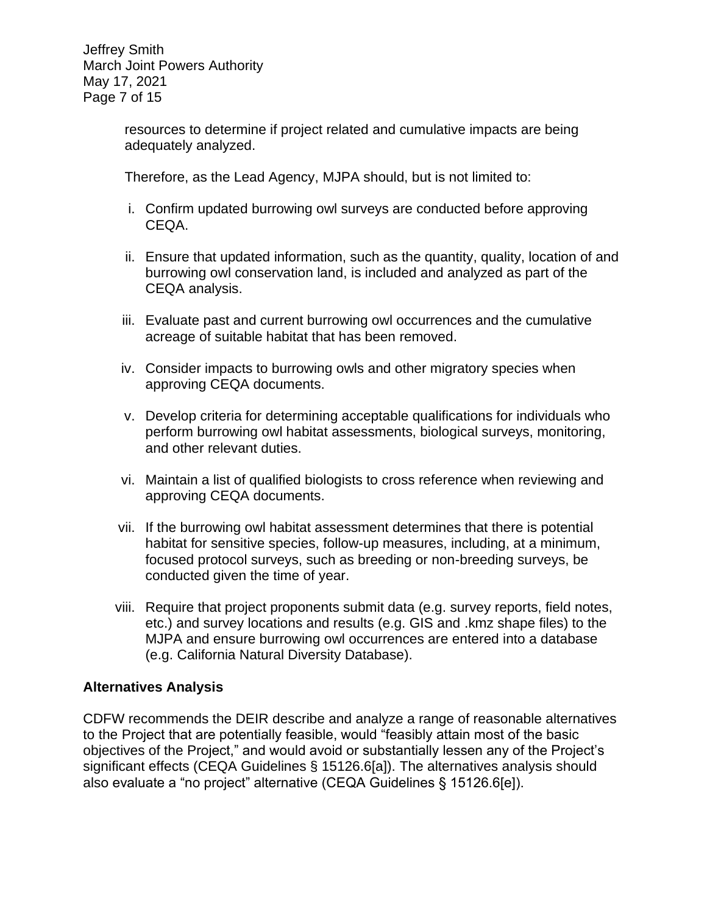resources to determine if project related and cumulative impacts are being adequately analyzed.

Therefore, as the Lead Agency, MJPA should, but is not limited to:

i. Confirm updated burrowing owl surveys are conducted before approving CEQA.

ii. Ensure that updated information, such as the quantity, quality, location of and burrowing owl conservation land, is included and analyzed as part of the CEQA analysis.

iii. Evaluate past and current burrowing owl occurrences and the cumulative acreage of suitable habitat that has been removed.

iv. Consider impacts to burrowing owls and other migratory species when approving CEQA documents.

v. Develop criteria for determining acceptable qualifications for individuals who perform burrowing owl habitat assessments, biological surveys, monitoring, and other relevant duties.

vi. Maintain a list of qualified biologists to cross reference when reviewing and approving CEQA documents.

vii. If the burrowing owl habitat assessment determines that there is potential habitat for sensitive species, follow-up measures, including, at a minimum, focused protocol surveys, such as breeding or non-breeding surveys, be conducted given the time of year.

viii. Require that project proponents submit data (e.g. survey reports, field notes, etc.) and survey locations and results (e.g. GIS and .kmz shape files) to the MJPA and ensure burrowing owl occurrences are entered into a database (e.g. California Natural Diversity Database).

**Alternatives Analysis**

CDFW recommends the DEIR describe and analyze a range of reasonable alternatives to the Project that are potentially feasible, would "feasibly attain most of the basic objectives of the Project," and would avoid or substantially lessen any of the Project's significant effects (CEQA Guidelines § 15126.6[a]). The alternatives analysis should also evaluate a "no project" alternative (CEQA Guidelines § 15126.6[e]).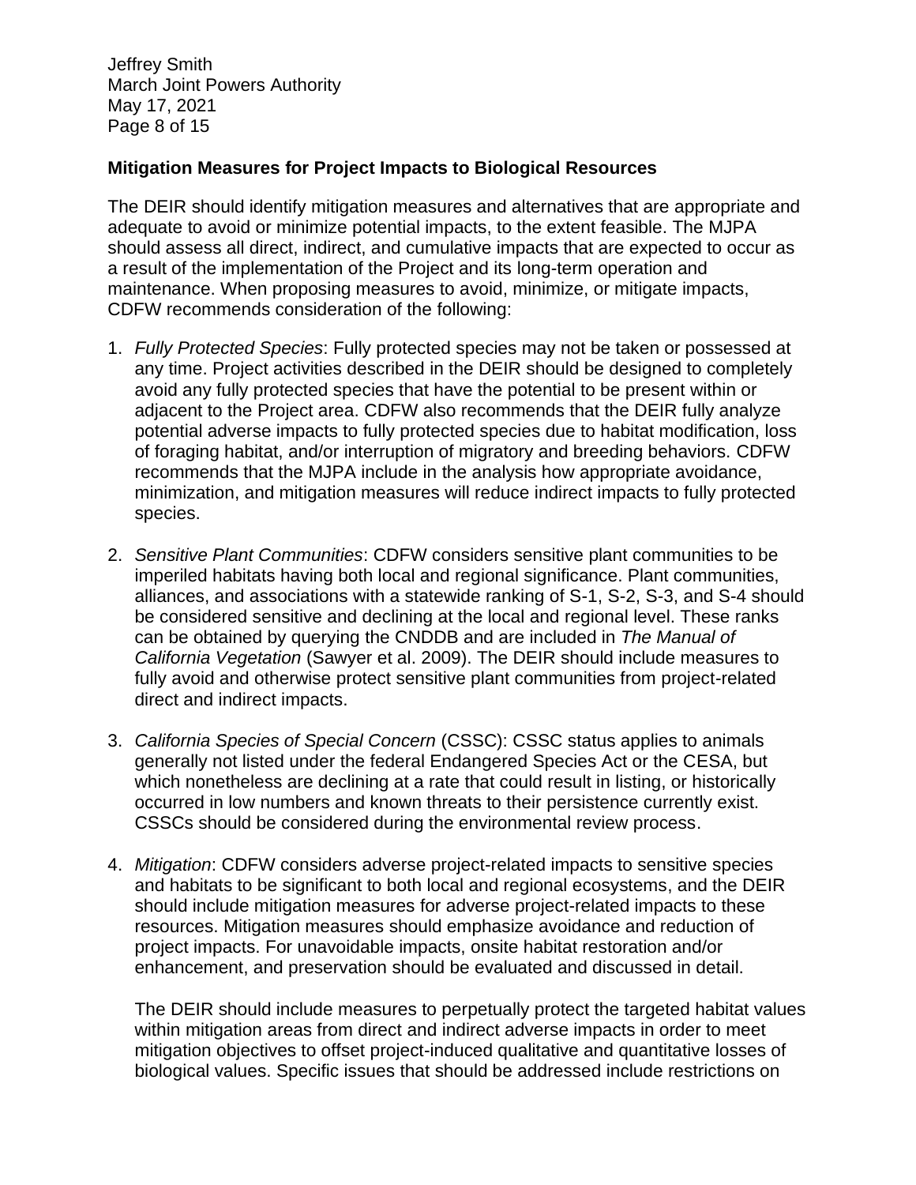**Mitigation Measures for Project Impacts to Biological Resources**

The DEIR should identify mitigation measures and alternatives that are appropriate and adequate to avoid or minimize potential impacts, to the extent feasible. The MJPA should assess all direct, indirect, and cumulative impacts that are expected to occur as a result of the implementation of the Project and its long-term operation and maintenance. When proposing measures to avoid, minimize, or mitigate impacts, CDFW recommends consideration of the following:

1. *Fully Protected Species*: Fully protected species may not be taken or possessed at any time. Project activities described in the DEIR should be designed to completely avoid any fully protected species that have the potential to be present within or adjacent to the Project area. CDFW also recommends that the DEIR fully analyze potential adverse impacts to fully protected species due to habitat modification, loss of foraging habitat, and/or interruption of migratory and breeding behaviors. CDFW recommends that the MJPA include in the analysis how appropriate avoidance, minimization, and mitigation measures will reduce indirect impacts to fully protected species.

2. *Sensitive Plant Communities*: CDFW considers sensitive plant communities to be imperiled habitats having both local and regional significance. Plant communities, alliances, and associations with a statewide ranking of S-1, S-2, S-3, and S-4 should be considered sensitive and declining at the local and regional level. These ranks can be obtained by querying the CNDDB and are included in *The Manual of California Vegetation* (Sawyer et al. 2009). The DEIR should include measures to fully avoid and otherwise protect sensitive plant communities from project-related direct and indirect impacts.

3. *California Species of Special Concern* (CSSC): CSSC status applies to animals generally not listed under the federal Endangered Species Act or the CESA, but which nonetheless are declining at a rate that could result in listing, or historically occurred in low numbers and known threats to their persistence currently exist. CSSCs should be considered during the environmental review process.

4. *Mitigation*: CDFW considers adverse project-related impacts to sensitive species and habitats to be significant to both local and regional ecosystems, and the DEIR should include mitigation measures for adverse project-related impacts to these resources. Mitigation measures should emphasize avoidance and reduction of project impacts. For unavoidable impacts, onsite habitat restoration and/or enhancement, and preservation should be evaluated and discussed in detail.

   The DEIR should include measures to perpetually protect the targeted habitat values within mitigation areas from direct and indirect adverse impacts in order to meet mitigation objectives to offset project-induced qualitative and quantitative losses of biological values. Specific issues that should be addressed include restrictions on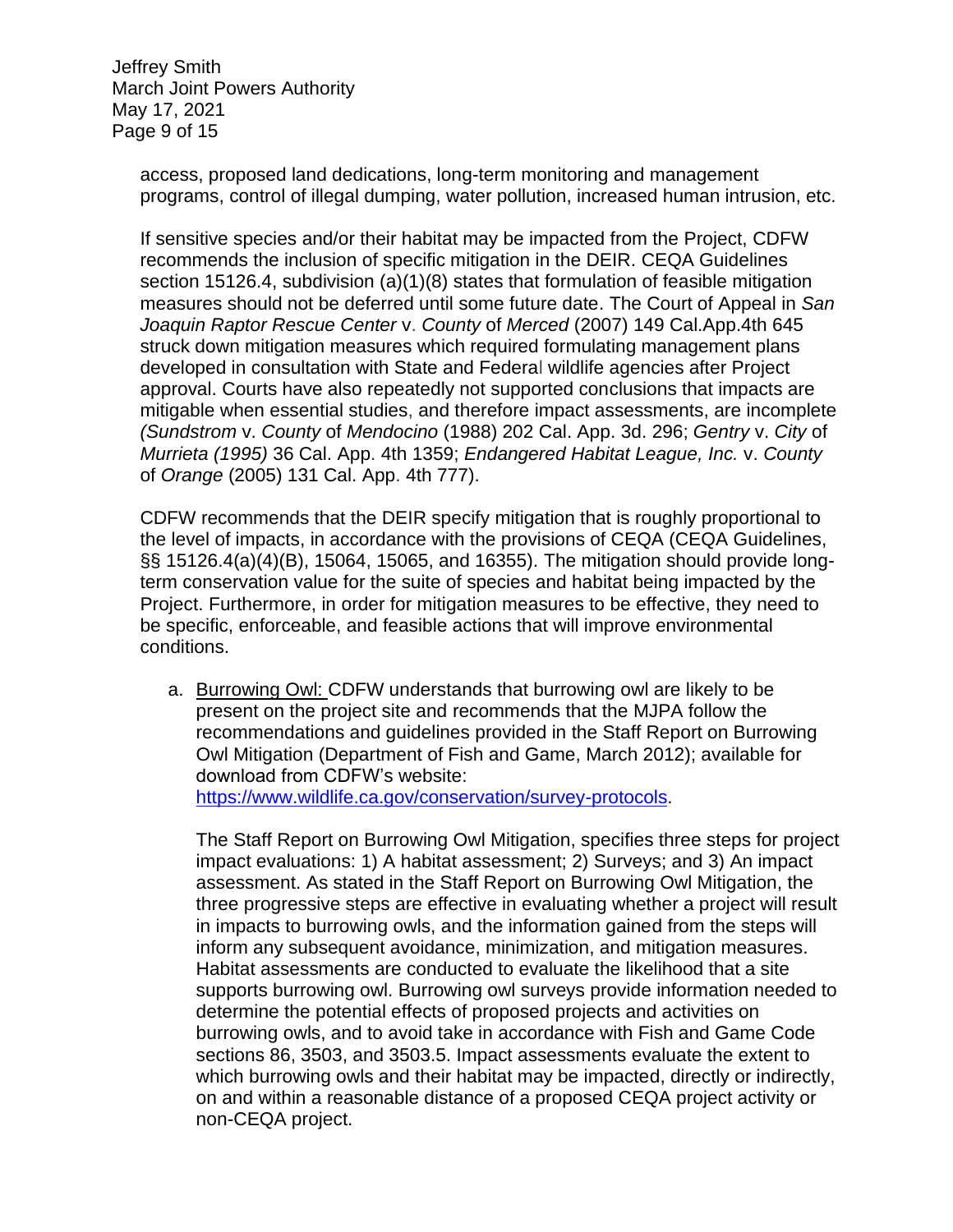access, proposed land dedications, long-term monitoring and management programs, control of illegal dumping, water pollution, increased human intrusion, etc.

If sensitive species and/or their habitat may be impacted from the Project, CDFW recommends the inclusion of specific mitigation in the DEIR. CEQA Guidelines section 15126.4, subdivision (a)(1)(8) states that formulation of feasible mitigation measures should not be deferred until some future date. The Court of Appeal in *San Joaquin Raptor Rescue Center* v. *County* of *Merced* (2007) 149 Cal.App.4th 645 struck down mitigation measures which required formulating management plans developed in consultation with State and Federal wildlife agencies after Project approval. Courts have also repeatedly not supported conclusions that impacts are mitigable when essential studies, and therefore impact assessments, are incomplete *(Sundstrom* v. *County* of *Mendocino* (1988) 202 Cal. App. 3d. 296; *Gentry* v. *City* of *Murrieta (1995)* 36 Cal. App. 4th 1359; *Endangered Habitat League, Inc.* v. *County* of *Orange* (2005) 131 Cal. App. 4th 777).

CDFW recommends that the DEIR specify mitigation that is roughly proportional to the level of impacts, in accordance with the provisions of CEQA (CEQA Guidelines, §§ 15126.4(a)(4)(B), 15064, 15065, and 16355). The mitigation should provide long-term conservation value for the suite of species and habitat being impacted by the Project. Furthermore, in order for mitigation measures to be effective, they need to be specific, enforceable, and feasible actions that will improve environmental conditions.

a. Burrowing Owl: CDFW understands that burrowing owl are likely to be present on the project site and recommends that the MJPA follow the recommendations and guidelines provided in the Staff Report on Burrowing Owl Mitigation (Department of Fish and Game, March 2012); available for download from CDFW's website: https://www.wildlife.ca.gov/conservation/survey-protocols.

   The Staff Report on Burrowing Owl Mitigation, specifies three steps for project impact evaluations: 1) A habitat assessment; 2) Surveys; and 3) An impact assessment. As stated in the Staff Report on Burrowing Owl Mitigation, the three progressive steps are effective in evaluating whether a project will result in impacts to burrowing owls, and the information gained from the steps will inform any subsequent avoidance, minimization, and mitigation measures. Habitat assessments are conducted to evaluate the likelihood that a site supports burrowing owl. Burrowing owl surveys provide information needed to determine the potential effects of proposed projects and activities on burrowing owls, and to avoid take in accordance with Fish and Game Code sections 86, 3503, and 3503.5. Impact assessments evaluate the extent to which burrowing owls and their habitat may be impacted, directly or indirectly, on and within a reasonable distance of a proposed CEQA project activity or non-CEQA project.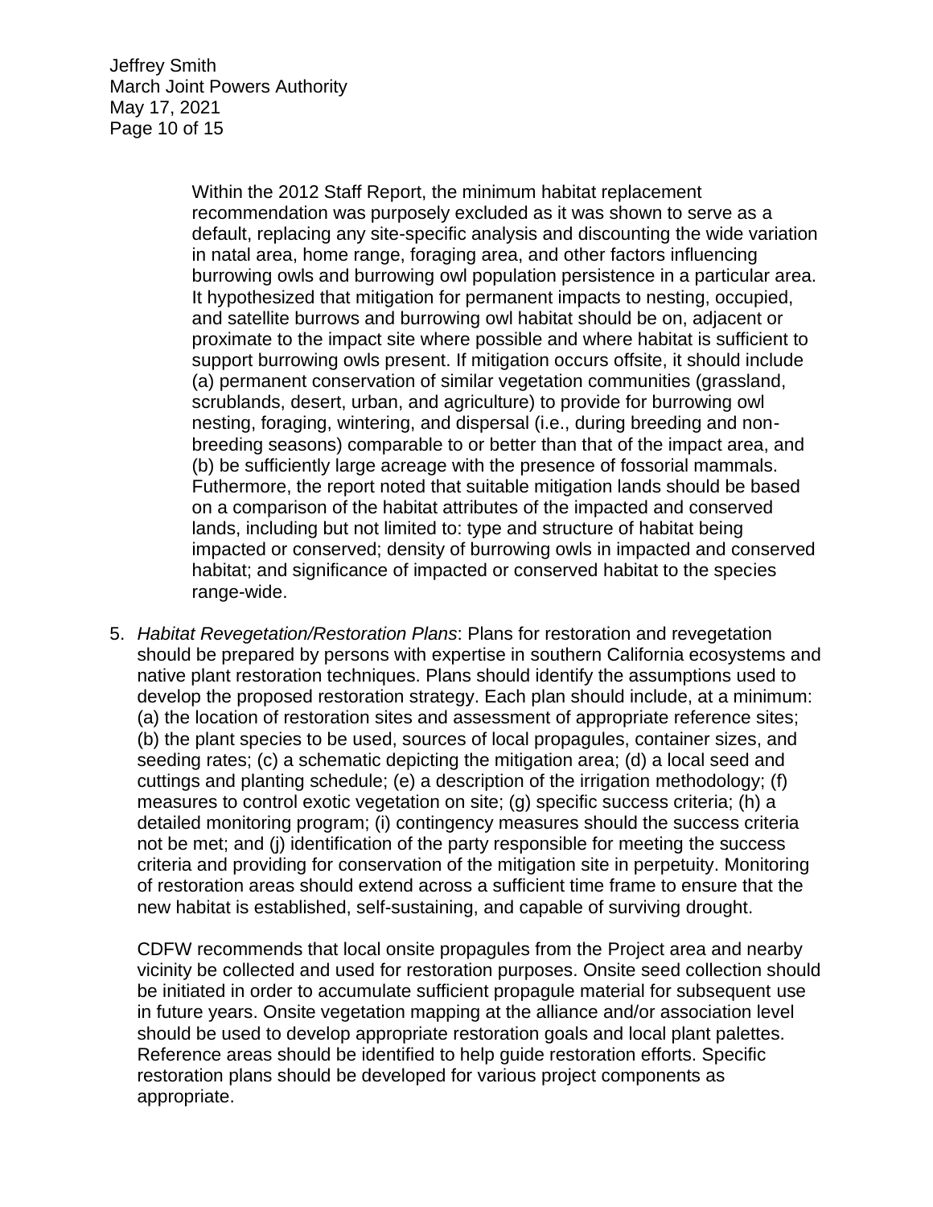Within the 2012 Staff Report, the minimum habitat replacement recommendation was purposely excluded as it was shown to serve as a default, replacing any site-specific analysis and discounting the wide variation in natal area, home range, foraging area, and other factors influencing burrowing owls and burrowing owl population persistence in a particular area. It hypothesized that mitigation for permanent impacts to nesting, occupied, and satellite burrows and burrowing owl habitat should be on, adjacent or proximate to the impact site where possible and where habitat is sufficient to support burrowing owls present. If mitigation occurs offsite, it should include (a) permanent conservation of similar vegetation communities (grassland, scrublands, desert, urban, and agriculture) to provide for burrowing owl nesting, foraging, wintering, and dispersal (i.e., during breeding and non-breeding seasons) comparable to or better than that of the impact area, and (b) be sufficiently large acreage with the presence of fossorial mammals. Futhermore, the report noted that suitable mitigation lands should be based on a comparison of the habitat attributes of the impacted and conserved lands, including but not limited to: type and structure of habitat being impacted or conserved; density of burrowing owls in impacted and conserved habitat; and significance of impacted or conserved habitat to the species range-wide.

5. *Habitat Revegetation/Restoration Plans*: Plans for restoration and revegetation should be prepared by persons with expertise in southern California ecosystems and native plant restoration techniques. Plans should identify the assumptions used to develop the proposed restoration strategy. Each plan should include, at a minimum: (a) the location of restoration sites and assessment of appropriate reference sites; (b) the plant species to be used, sources of local propagules, container sizes, and seeding rates; (c) a schematic depicting the mitigation area; (d) a local seed and cuttings and planting schedule; (e) a description of the irrigation methodology; (f) measures to control exotic vegetation on site; (g) specific success criteria; (h) a detailed monitoring program; (i) contingency measures should the success criteria not be met; and (j) identification of the party responsible for meeting the success criteria and providing for conservation of the mitigation site in perpetuity. Monitoring of restoration areas should extend across a sufficient time frame to ensure that the new habitat is established, self-sustaining, and capable of surviving drought.

   CDFW recommends that local onsite propagules from the Project area and nearby vicinity be collected and used for restoration purposes. Onsite seed collection should be initiated in order to accumulate sufficient propagule material for subsequent use in future years. Onsite vegetation mapping at the alliance and/or association level should be used to develop appropriate restoration goals and local plant palettes. Reference areas should be identified to help guide restoration efforts. Specific restoration plans should be developed for various project components as appropriate.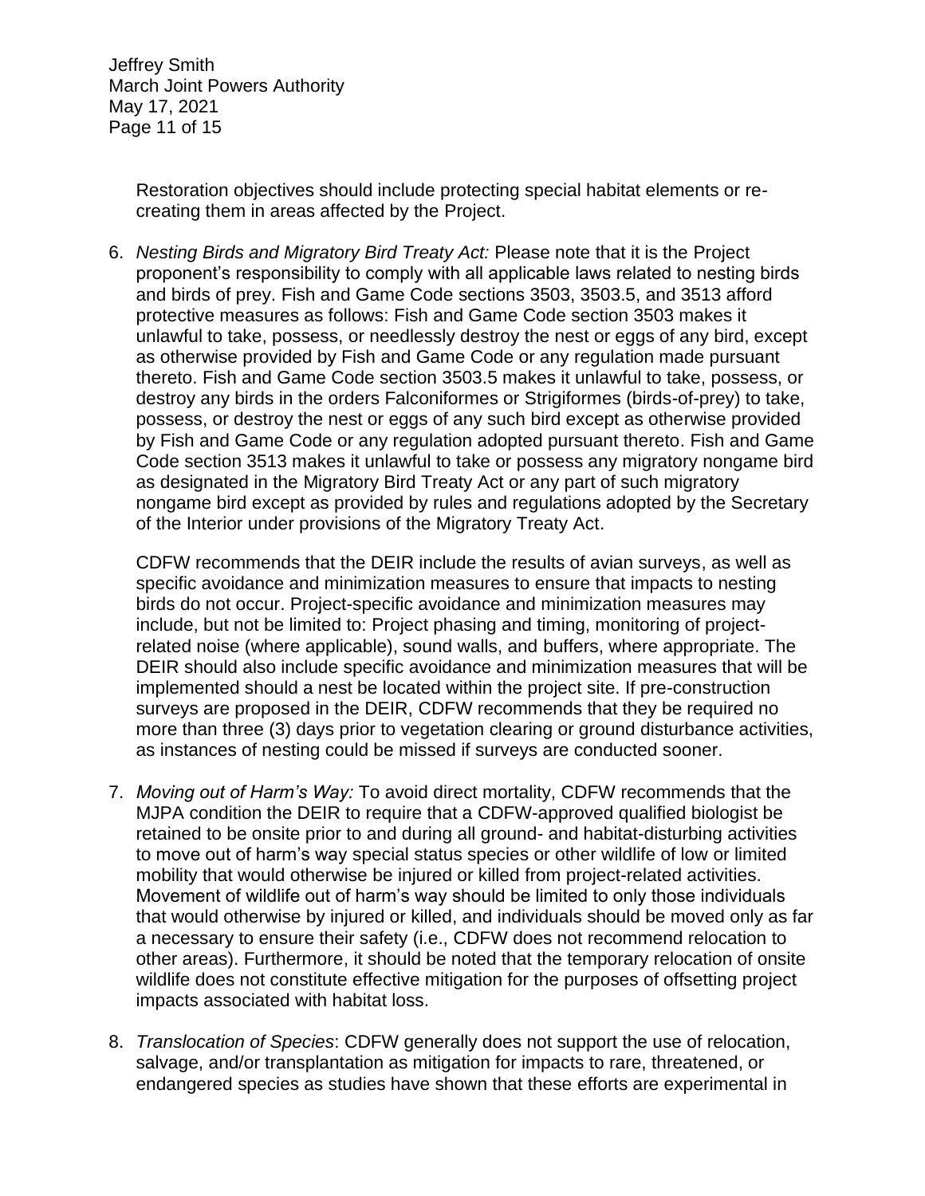Restoration objectives should include protecting special habitat elements or re-creating them in areas affected by the Project.

6. *Nesting Birds and Migratory Bird Treaty Act:* Please note that it is the Project proponent's responsibility to comply with all applicable laws related to nesting birds and birds of prey. Fish and Game Code sections 3503, 3503.5, and 3513 afford protective measures as follows: Fish and Game Code section 3503 makes it unlawful to take, possess, or needlessly destroy the nest or eggs of any bird, except as otherwise provided by Fish and Game Code or any regulation made pursuant thereto. Fish and Game Code section 3503.5 makes it unlawful to take, possess, or destroy any birds in the orders Falconiformes or Strigiformes (birds-of-prey) to take, possess, or destroy the nest or eggs of any such bird except as otherwise provided by Fish and Game Code or any regulation adopted pursuant thereto. Fish and Game Code section 3513 makes it unlawful to take or possess any migratory nongame bird as designated in the Migratory Bird Treaty Act or any part of such migratory nongame bird except as provided by rules and regulations adopted by the Secretary of the Interior under provisions of the Migratory Treaty Act.

   CDFW recommends that the DEIR include the results of avian surveys, as well as specific avoidance and minimization measures to ensure that impacts to nesting birds do not occur. Project-specific avoidance and minimization measures may include, but not be limited to: Project phasing and timing, monitoring of project-related noise (where applicable), sound walls, and buffers, where appropriate. The DEIR should also include specific avoidance and minimization measures that will be implemented should a nest be located within the project site. If pre-construction surveys are proposed in the DEIR, CDFW recommends that they be required no more than three (3) days prior to vegetation clearing or ground disturbance activities, as instances of nesting could be missed if surveys are conducted sooner.

7. *Moving out of Harm's Way:* To avoid direct mortality, CDFW recommends that the MJPA condition the DEIR to require that a CDFW-approved qualified biologist be retained to be onsite prior to and during all ground- and habitat-disturbing activities to move out of harm's way special status species or other wildlife of low or limited mobility that would otherwise be injured or killed from project-related activities. Movement of wildlife out of harm's way should be limited to only those individuals that would otherwise by injured or killed, and individuals should be moved only as far a necessary to ensure their safety (i.e., CDFW does not recommend relocation to other areas). Furthermore, it should be noted that the temporary relocation of onsite wildlife does not constitute effective mitigation for the purposes of offsetting project impacts associated with habitat loss.

8. *Translocation of Species*: CDFW generally does not support the use of relocation, salvage, and/or transplantation as mitigation for impacts to rare, threatened, or endangered species as studies have shown that these efforts are experimental in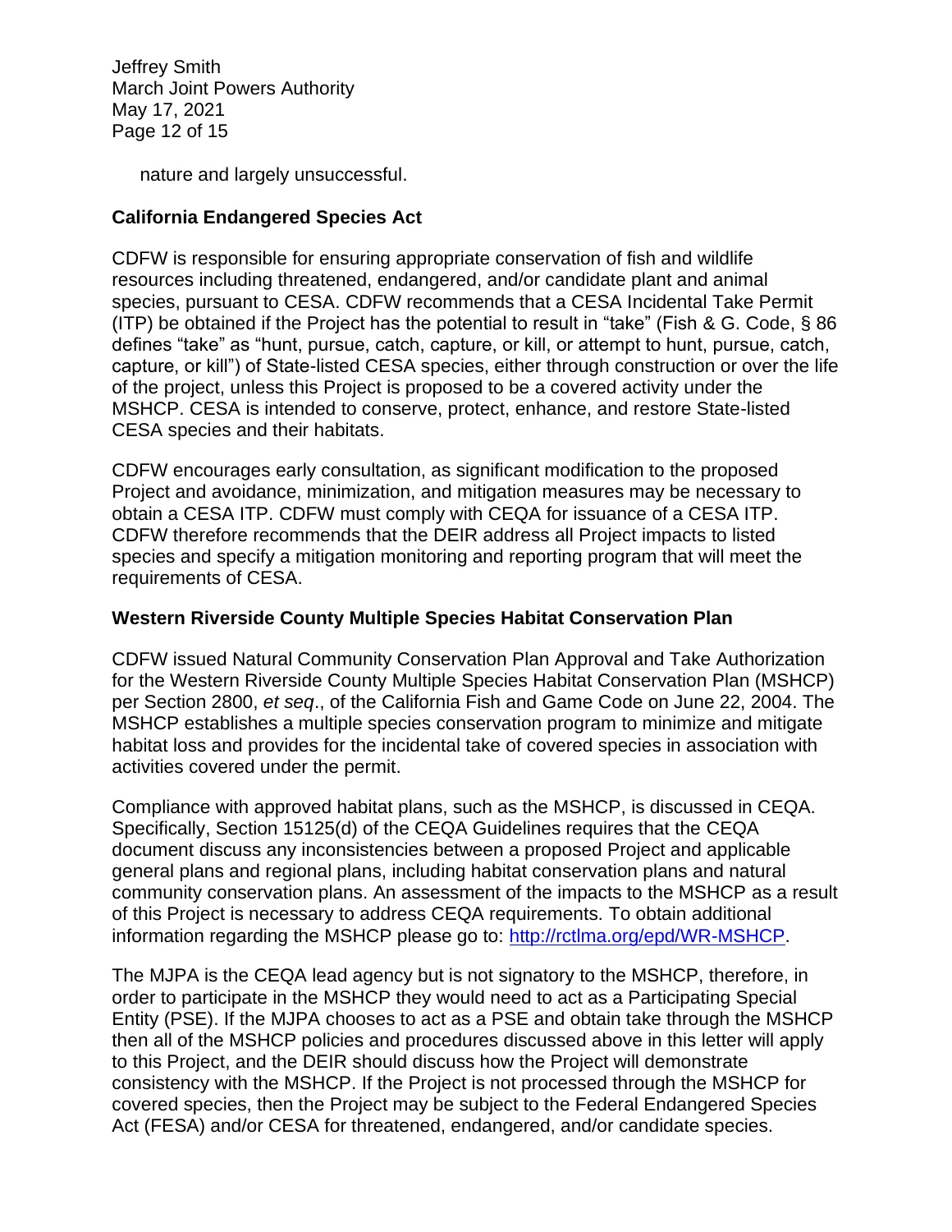nature and largely unsuccessful.

**California Endangered Species Act**

CDFW is responsible for ensuring appropriate conservation of fish and wildlife resources including threatened, endangered, and/or candidate plant and animal species, pursuant to CESA. CDFW recommends that a CESA Incidental Take Permit (ITP) be obtained if the Project has the potential to result in "take" (Fish & G. Code, § 86 defines "take" as "hunt, pursue, catch, capture, or kill, or attempt to hunt, pursue, catch, capture, or kill") of State-listed CESA species, either through construction or over the life of the project, unless this Project is proposed to be a covered activity under the MSHCP. CESA is intended to conserve, protect, enhance, and restore State-listed CESA species and their habitats.

CDFW encourages early consultation, as significant modification to the proposed Project and avoidance, minimization, and mitigation measures may be necessary to obtain a CESA ITP. CDFW must comply with CEQA for issuance of a CESA ITP. CDFW therefore recommends that the DEIR address all Project impacts to listed species and specify a mitigation monitoring and reporting program that will meet the requirements of CESA.

**Western Riverside County Multiple Species Habitat Conservation Plan**

CDFW issued Natural Community Conservation Plan Approval and Take Authorization for the Western Riverside County Multiple Species Habitat Conservation Plan (MSHCP) per Section 2800, *et seq*., of the California Fish and Game Code on June 22, 2004. The MSHCP establishes a multiple species conservation program to minimize and mitigate habitat loss and provides for the incidental take of covered species in association with activities covered under the permit.

Compliance with approved habitat plans, such as the MSHCP, is discussed in CEQA. Specifically, Section 15125(d) of the CEQA Guidelines requires that the CEQA document discuss any inconsistencies between a proposed Project and applicable general plans and regional plans, including habitat conservation plans and natural community conservation plans. An assessment of the impacts to the MSHCP as a result of this Project is necessary to address CEQA requirements. To obtain additional information regarding the MSHCP please go to: [http://rctlma.org/epd/WR-MSHCP](http://rctlma.org/epd/WR-MSHCP).

The MJPA is the CEQA lead agency but is not signatory to the MSHCP, therefore, in order to participate in the MSHCP they would need to act as a Participating Special Entity (PSE). If the MJPA chooses to act as a PSE and obtain take through the MSHCP then all of the MSHCP policies and procedures discussed above in this letter will apply to this Project, and the DEIR should discuss how the Project will demonstrate consistency with the MSHCP. If the Project is not processed through the MSHCP for covered species, then the Project may be subject to the Federal Endangered Species Act (FESA) and/or CESA for threatened, endangered, and/or candidate species.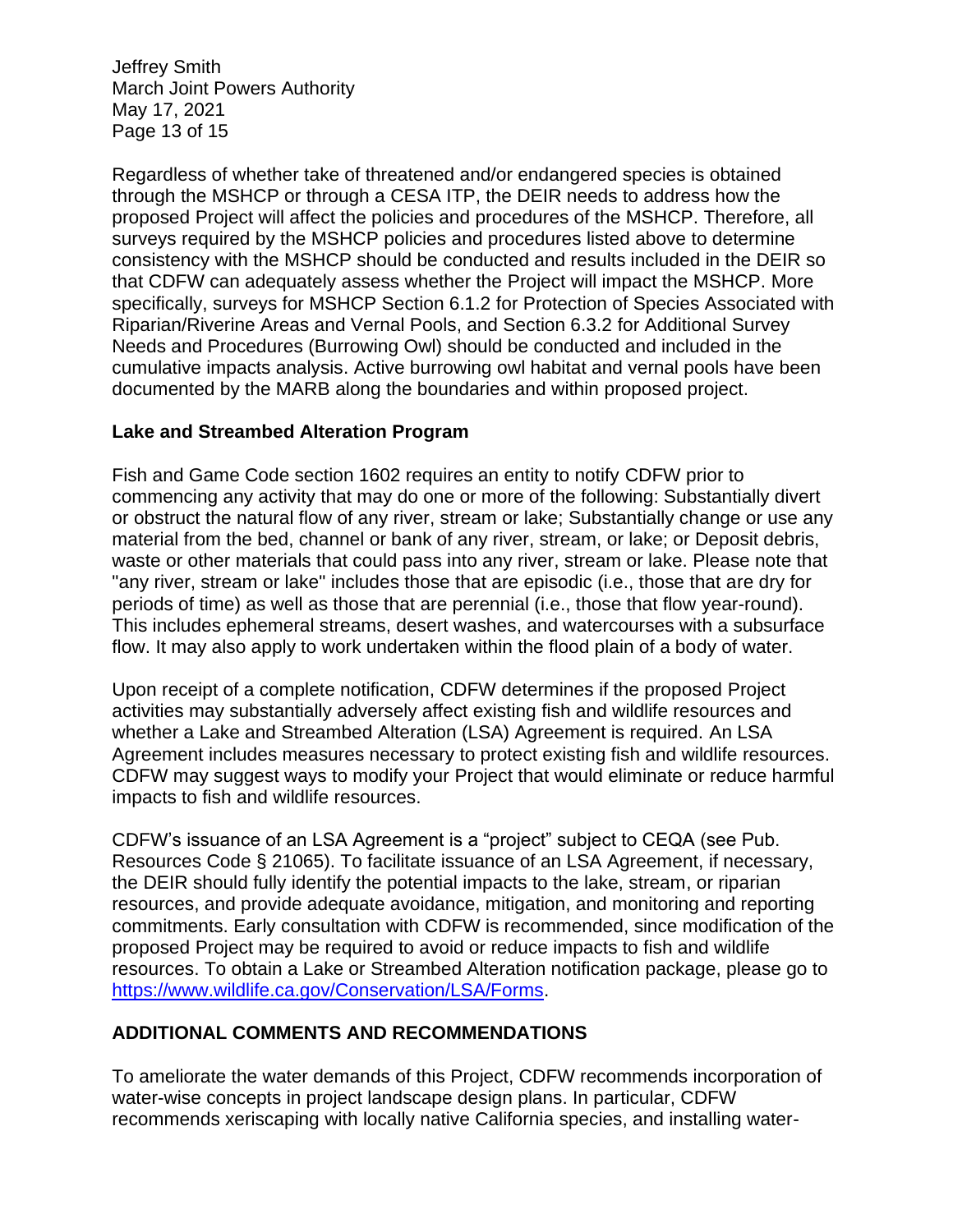Regardless of whether take of threatened and/or endangered species is obtained through the MSHCP or through a CESA ITP, the DEIR needs to address how the proposed Project will affect the policies and procedures of the MSHCP. Therefore, all surveys required by the MSHCP policies and procedures listed above to determine consistency with the MSHCP should be conducted and results included in the DEIR so that CDFW can adequately assess whether the Project will impact the MSHCP. More specifically, surveys for MSHCP Section 6.1.2 for Protection of Species Associated with Riparian/Riverine Areas and Vernal Pools, and Section 6.3.2 for Additional Survey Needs and Procedures (Burrowing Owl) should be conducted and included in the cumulative impacts analysis. Active burrowing owl habitat and vernal pools have been documented by the MARB along the boundaries and within proposed project.

**Lake and Streambed Alteration Program**

Fish and Game Code section 1602 requires an entity to notify CDFW prior to commencing any activity that may do one or more of the following: Substantially divert or obstruct the natural flow of any river, stream or lake; Substantially change or use any material from the bed, channel or bank of any river, stream, or lake; or Deposit debris, waste or other materials that could pass into any river, stream or lake. Please note that "any river, stream or lake" includes those that are episodic (i.e., those that are dry for periods of time) as well as those that are perennial (i.e., those that flow year-round). This includes ephemeral streams, desert washes, and watercourses with a subsurface flow. It may also apply to work undertaken within the flood plain of a body of water.

Upon receipt of a complete notification, CDFW determines if the proposed Project activities may substantially adversely affect existing fish and wildlife resources and whether a Lake and Streambed Alteration (LSA) Agreement is required. An LSA Agreement includes measures necessary to protect existing fish and wildlife resources. CDFW may suggest ways to modify your Project that would eliminate or reduce harmful impacts to fish and wildlife resources.

CDFW's issuance of an LSA Agreement is a "project" subject to CEQA (see Pub. Resources Code § 21065). To facilitate issuance of an LSA Agreement, if necessary, the DEIR should fully identify the potential impacts to the lake, stream, or riparian resources, and provide adequate avoidance, mitigation, and monitoring and reporting commitments. Early consultation with CDFW is recommended, since modification of the proposed Project may be required to avoid or reduce impacts to fish and wildlife resources. To obtain a Lake or Streambed Alteration notification package, please go to [https://www.wildlife.ca.gov/Conservation/LSA/Forms](https://www.wildlife.ca.gov/Conservation/LSA/Forms).

## ADDITIONAL COMMENTS AND RECOMMENDATIONS

To ameliorate the water demands of this Project, CDFW recommends incorporation of water-wise concepts in project landscape design plans. In particular, CDFW recommends xeriscaping with locally native California species, and installing water-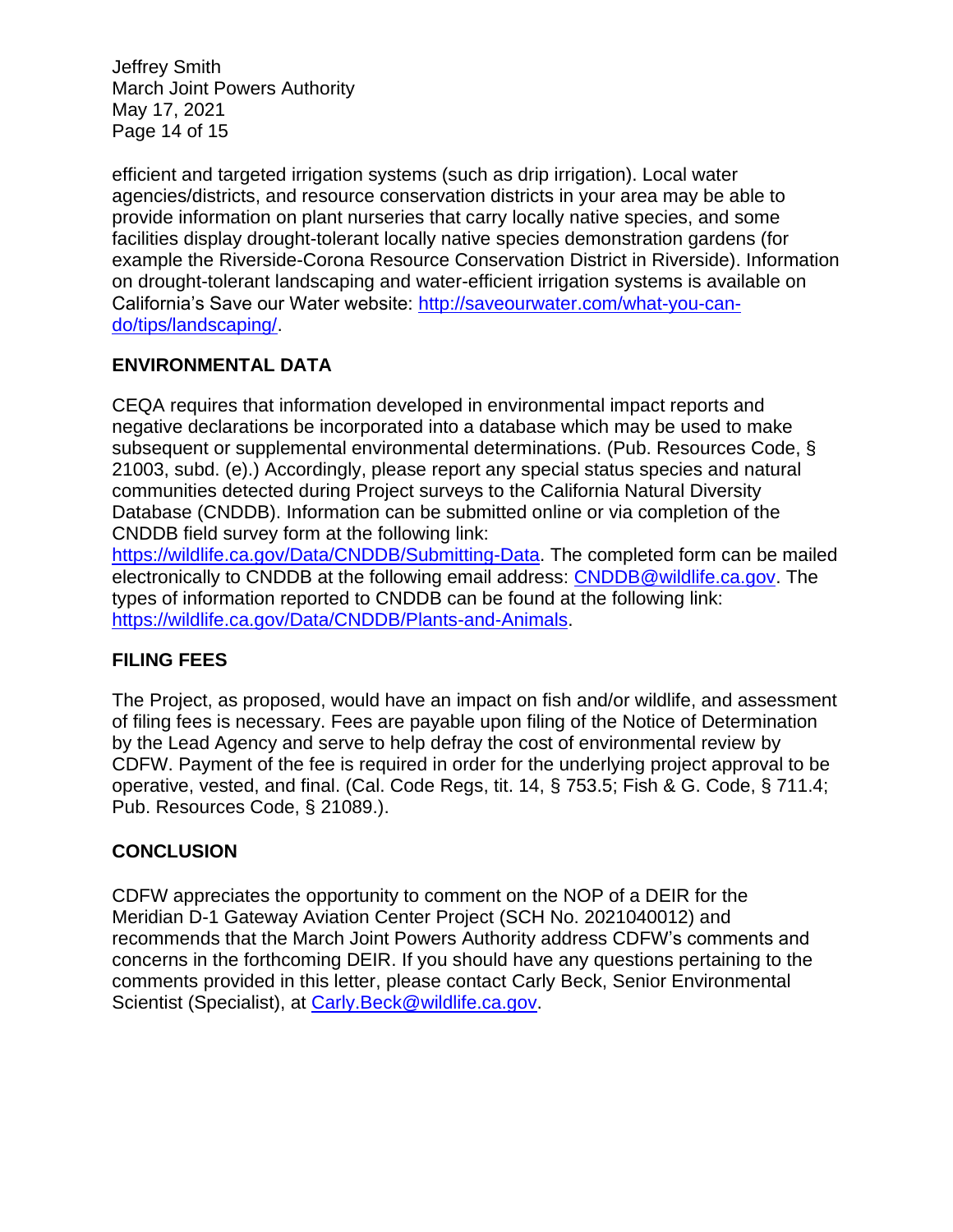efficient and targeted irrigation systems (such as drip irrigation). Local water agencies/districts, and resource conservation districts in your area may be able to provide information on plant nurseries that carry locally native species, and some facilities display drought-tolerant locally native species demonstration gardens (for example the Riverside-Corona Resource Conservation District in Riverside). Information on drought-tolerant landscaping and water-efficient irrigation systems is available on California's Save our Water website: [http://saveourwater.com/what-you-can-do/tips/landscaping/](http://saveourwater.com/what-you-can-do/tips/landscaping/).

## ENVIRONMENTAL DATA

CEQA requires that information developed in environmental impact reports and negative declarations be incorporated into a database which may be used to make subsequent or supplemental environmental determinations. (Pub. Resources Code, § 21003, subd. (e).) Accordingly, please report any special status species and natural communities detected during Project surveys to the California Natural Diversity Database (CNDDB). Information can be submitted online or via completion of the CNDDB field survey form at the following link: [https://wildlife.ca.gov/Data/CNDDB/Submitting-Data](https://wildlife.ca.gov/Data/CNDDB/Submitting-Data). The completed form can be mailed electronically to CNDDB at the following email address: [CNDDB@wildlife.ca.gov](mailto:CNDDB@wildlife.ca.gov). The types of information reported to CNDDB can be found at the following link: [https://wildlife.ca.gov/Data/CNDDB/Plants-and-Animals](https://wildlife.ca.gov/Data/CNDDB/Plants-and-Animals).

## FILING FEES

The Project, as proposed, would have an impact on fish and/or wildlife, and assessment of filing fees is necessary. Fees are payable upon filing of the Notice of Determination by the Lead Agency and serve to help defray the cost of environmental review by CDFW. Payment of the fee is required in order for the underlying project approval to be operative, vested, and final. (Cal. Code Regs, tit. 14, § 753.5; Fish & G. Code, § 711.4; Pub. Resources Code, § 21089.).

## CONCLUSION

CDFW appreciates the opportunity to comment on the NOP of a DEIR for the Meridian D-1 Gateway Aviation Center Project (SCH No. 2021040012) and recommends that the March Joint Powers Authority address CDFW's comments and concerns in the forthcoming DEIR. If you should have any questions pertaining to the comments provided in this letter, please contact Carly Beck, Senior Environmental Scientist (Specialist), at [Carly.Beck@wildlife.ca.gov](mailto:Carly.Beck@wildlife.ca.gov).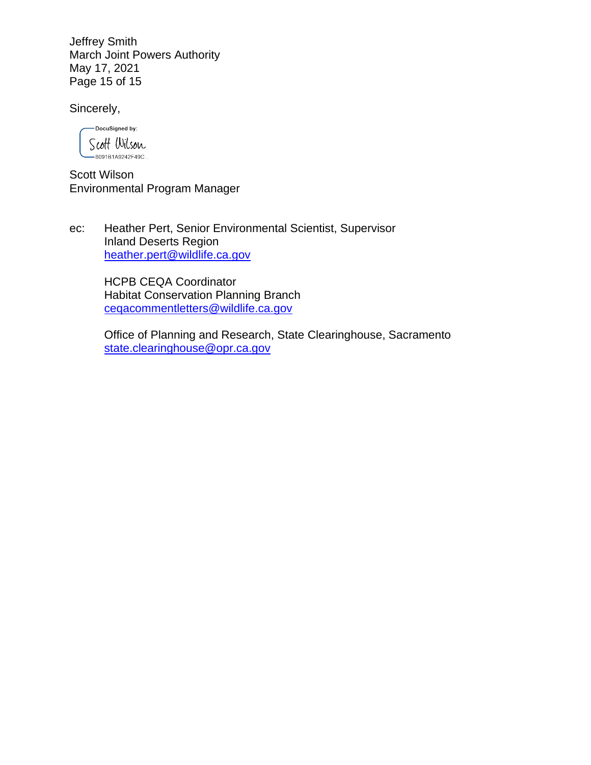Sincerely,

DocuSigned by:
Scott Wilson
8091B1A9242F49C...

Scott Wilson
Environmental Program Manager

ec: Heather Pert, Senior Environmental Scientist, Supervisor
Inland Deserts Region
heather.pert@wildlife.ca.gov

HCPB CEQA Coordinator
Habitat Conservation Planning Branch
ceqacommentletters@wildlife.ca.gov

Office of Planning and Research, State Clearinghouse, Sacramento
state.clearinghouse@opr.ca.gov